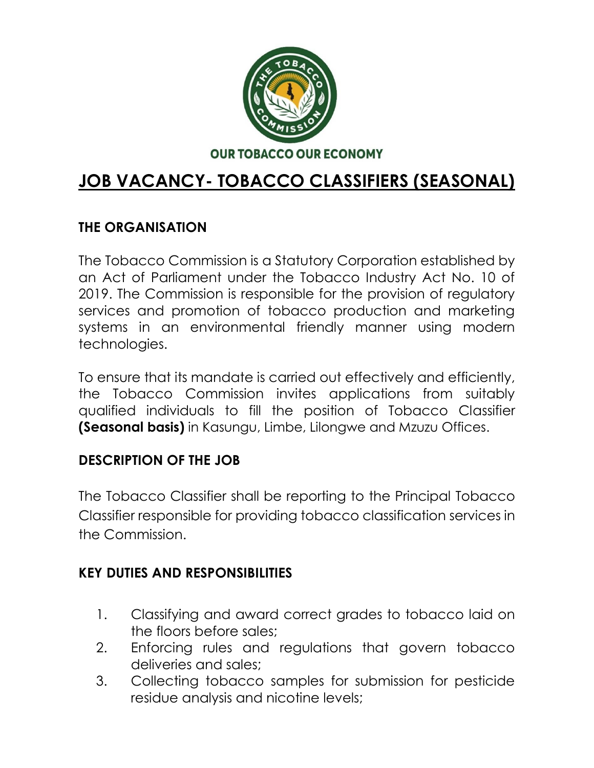OUR TOBACCO OUR ECONOMY

# JOB VACANCY- TOBACCO CLASSIFIERS (SEASONAL)

## THE ORGANISATION

The Tobacco Commission is a Statutory Corporation established by an Act of Parliament under the Tobacco Industry Act No. 10 of 2019. The Commission is responsible for the provision of regulatory services and promotion of tobacco production and marketing systems in an environmental friendly manner using modern technologies.

To ensure that its mandate is carried out effectively and efficiently, the Tobacco Commission invites applications from suitably qualified individuals to fill the position of Tobacco Classifier **(Seasonal basis)** in Kasungu, Limbe, Lilongwe and Mzuzu Offices.

## DESCRIPTION OF THE JOB

The Tobacco Classifier shall be reporting to the Principal Tobacco Classifier responsible for providing tobacco classification services in the Commission.

## KEY DUTIES AND RESPONSIBILITIES

1. Classifying and award correct grades to tobacco laid on the floors before sales;
2. Enforcing rules and regulations that govern tobacco deliveries and sales;
3. Collecting tobacco samples for submission for pesticide residue analysis and nicotine levels;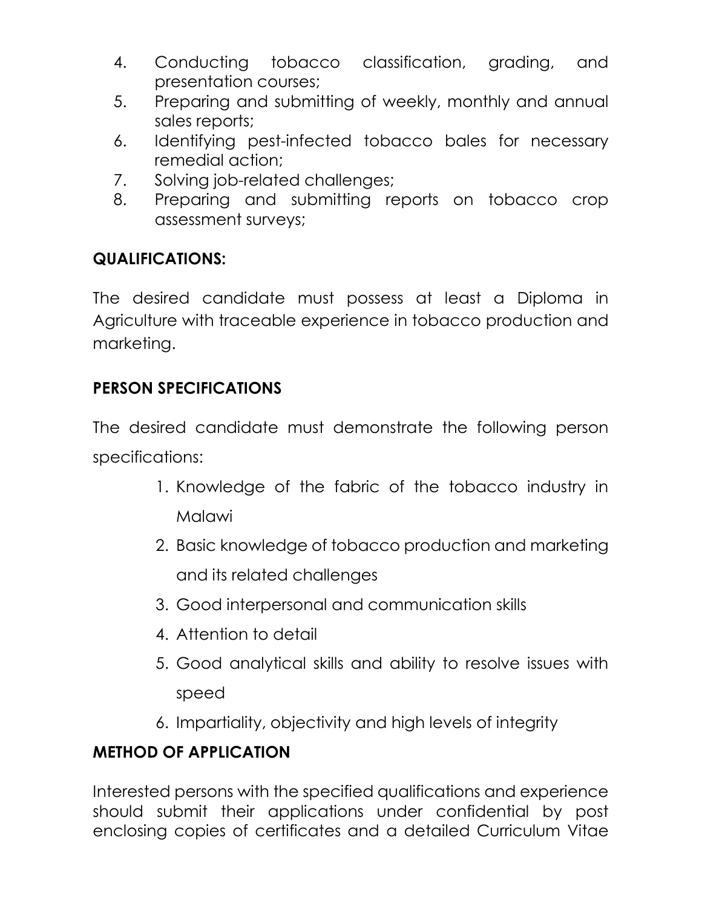4. Conducting tobacco classification, grading, and presentation courses;
5. Preparing and submitting of weekly, monthly and annual sales reports;
6. Identifying pest-infected tobacco bales for necessary remedial action;
7. Solving job-related challenges;
8. Preparing and submitting reports on tobacco crop assessment surveys;

**QUALIFICATIONS:**

The desired candidate must possess at least a Diploma in Agriculture with traceable experience in tobacco production and marketing.

**PERSON SPECIFICATIONS**

The desired candidate must demonstrate the following person specifications:

1. Knowledge of the fabric of the tobacco industry in Malawi
2. Basic knowledge of tobacco production and marketing and its related challenges
3. Good interpersonal and communication skills
4. Attention to detail
5. Good analytical skills and ability to resolve issues with speed
6. Impartiality, objectivity and high levels of integrity

**METHOD OF APPLICATION**

Interested persons with the specified qualifications and experience should submit their applications under confidential by post enclosing copies of certificates and a detailed Curriculum Vitae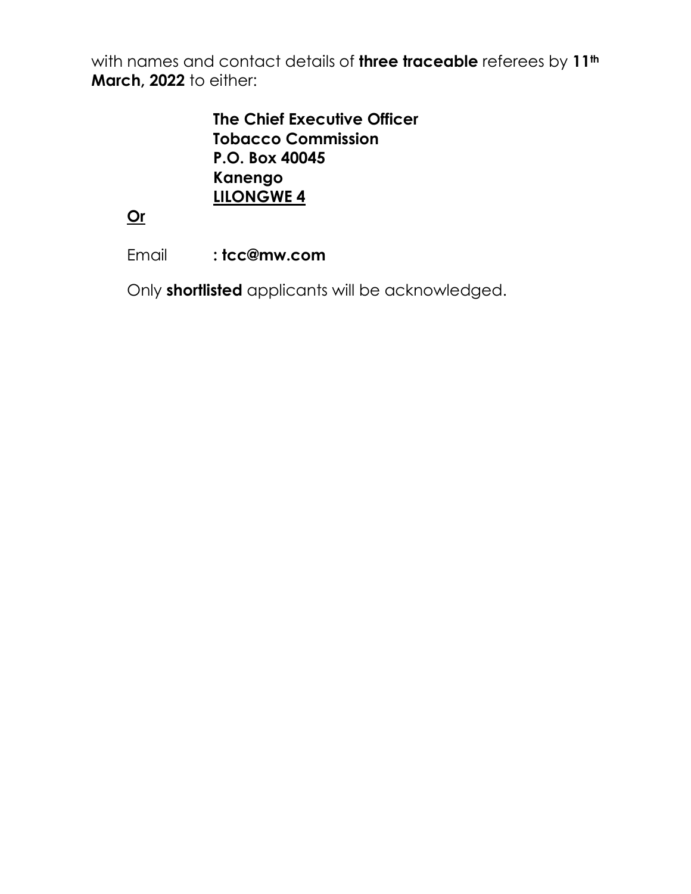with names and contact details of **three traceable** referees by **11th March, 2022** to either:

**The Chief Executive Officer**
**Tobacco Commission**
**P.O. Box 40045**
**Kanengo**
**LILONGWE 4**

**Or**

Email **: tcc@mw.com**

Only **shortlisted** applicants will be acknowledged.